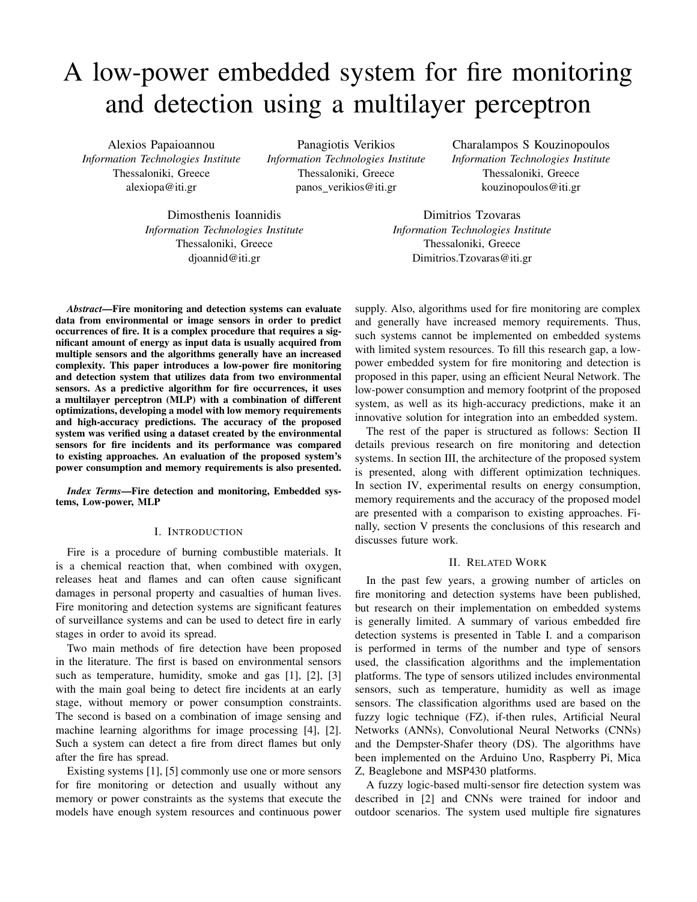# A low-power embedded system for fire monitoring and detection using a multilayer perceptron

Alexios Papaioannou
*Information Technologies Institute*
Thessaloniki, Greece
alexiopa@iti.gr

Panagiotis Verikios
*Information Technologies Institute*
Thessaloniki, Greece
panos_verikios@iti.gr

Charalampos S Kouzinopoulos
*Information Technologies Institute*
Thessaloniki, Greece
kouzinopoulos@iti.gr

Dimosthenis Ioannidis
*Information Technologies Institute*
Thessaloniki, Greece
djoannid@iti.gr

Dimitrios Tzovaras
*Information Technologies Institute*
Thessaloniki, Greece
Dimitrios.Tzovaras@iti.gr

***Abstract*—Fire monitoring and detection systems can evaluate data from environmental or image sensors in order to predict occurrences of fire. It is a complex procedure that requires a significant amount of energy as input data is usually acquired from multiple sensors and the algorithms generally have an increased complexity. This paper introduces a low-power fire monitoring and detection system that utilizes data from two environmental sensors. As a predictive algorithm for fire occurrences, it uses a multilayer perceptron (MLP) with a combination of different optimizations, developing a model with low memory requirements and high-accuracy predictions. The accuracy of the proposed system was verified using a dataset created by the environmental sensors for fire incidents and its performance was compared to existing approaches. An evaluation of the proposed system's power consumption and memory requirements is also presented.**

***Index Terms*—Fire detection and monitoring, Embedded systems, Low-power, MLP**

## I. Introduction

Fire is a procedure of burning combustible materials. It is a chemical reaction that, when combined with oxygen, releases heat and flames and can often cause significant damages in personal property and casualties of human lives. Fire monitoring and detection systems are significant features of surveillance systems and can be used to detect fire in early stages in order to avoid its spread.

Two main methods of fire detection have been proposed in the literature. The first is based on environmental sensors such as temperature, humidity, smoke and gas [1], [2], [3] with the main goal being to detect fire incidents at an early stage, without memory or power consumption constraints. The second is based on a combination of image sensing and machine learning algorithms for image processing [4], [2]. Such a system can detect a fire from direct flames but only after the fire has spread.

Existing systems [1], [5] commonly use one or more sensors for fire monitoring or detection and usually without any memory or power constraints as the systems that execute the models have enough system resources and continuous power supply. Also, algorithms used for fire monitoring are complex and generally have increased memory requirements. Thus, such systems cannot be implemented on embedded systems with limited system resources. To fill this research gap, a low-power embedded system for fire monitoring and detection is proposed in this paper, using an efficient Neural Network. The low-power consumption and memory footprint of the proposed system, as well as its high-accuracy predictions, make it an innovative solution for integration into an embedded system.

The rest of the paper is structured as follows: Section II details previous research on fire monitoring and detection systems. In section III, the architecture of the proposed system is presented, along with different optimization techniques. In section IV, experimental results on energy consumption, memory requirements and the accuracy of the proposed model are presented with a comparison to existing approaches. Finally, section V presents the conclusions of this research and discusses future work.

## II. Related Work

In the past few years, a growing number of articles on fire monitoring and detection systems have been published, but research on their implementation on embedded systems is generally limited. A summary of various embedded fire detection systems is presented in Table I. and a comparison is performed in terms of the number and type of sensors used, the classification algorithms and the implementation platforms. The type of sensors utilized includes environmental sensors, such as temperature, humidity as well as image sensors. The classification algorithms used are based on the fuzzy logic technique (FZ), if-then rules, Artificial Neural Networks (ANNs), Convolutional Neural Networks (CNNs) and the Dempster-Shafer theory (DS). The algorithms have been implemented on the Arduino Uno, Raspberry Pi, Mica Z, Beaglebone and MSP430 platforms.

A fuzzy logic-based multi-sensor fire detection system was described in [2] and CNNs were trained for indoor and outdoor scenarios. The system used multiple fire signatures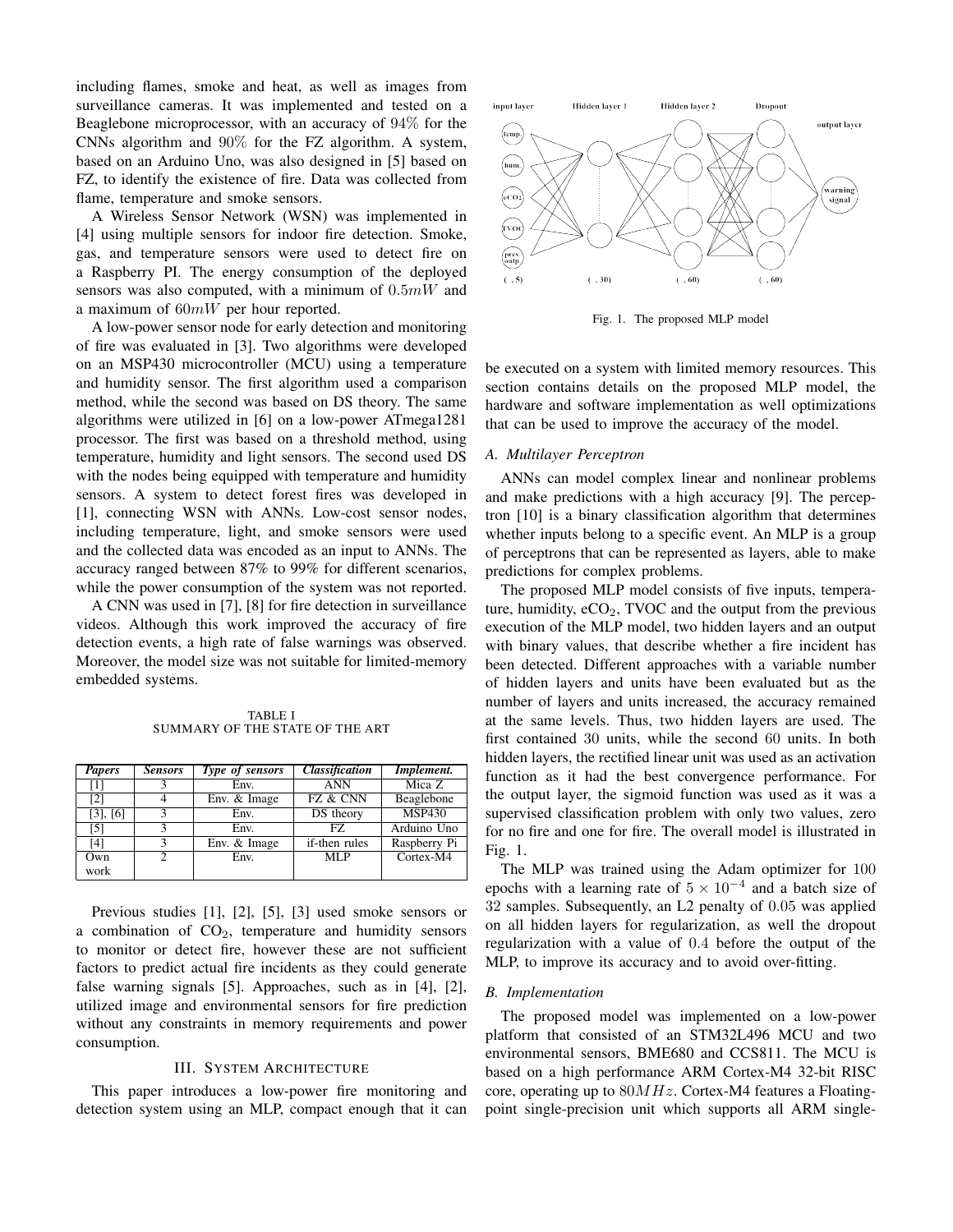including flames, smoke and heat, as well as images from surveillance cameras. It was implemented and tested on a Beaglebone microprocessor, with an accuracy of $94\%$ for the CNNs algorithm and $90\%$ for the FZ algorithm. A system, based on an Arduino Uno, was also designed in [5] based on FZ, to identify the existence of fire. Data was collected from flame, temperature and smoke sensors.

A Wireless Sensor Network (WSN) was implemented in [4] using multiple sensors for indoor fire detection. Smoke, gas, and temperature sensors were used to detect fire on a Raspberry PI. The energy consumption of the deployed sensors was also computed, with a minimum of $0.5mW$ and a maximum of $60mW$ per hour reported.

A low-power sensor node for early detection and monitoring of fire was evaluated in [3]. Two algorithms were developed on an MSP430 microcontroller (MCU) using a temperature and humidity sensor. The first algorithm used a comparison method, while the second was based on DS theory. The same algorithms were utilized in [6] on a low-power ATmega1281 processor. The first was based on a threshold method, using temperature, humidity and light sensors. The second used DS with the nodes being equipped with temperature and humidity sensors. A system to detect forest fires was developed in [1], connecting WSN with ANNs. Low-cost sensor nodes, including temperature, light, and smoke sensors were used and the collected data was encoded as an input to ANNs. The accuracy ranged between 87% to 99% for different scenarios, while the power consumption of the system was not reported.

A CNN was used in [7], [8] for fire detection in surveillance videos. Although this work improved the accuracy of fire detection events, a high rate of false warnings was observed. Moreover, the model size was not suitable for limited-memory embedded systems.

TABLE I
SUMMARY OF THE STATE OF THE ART

| *Papers* | *Sensors* | *Type of sensors* | *Classification* | *Implement.* |
|---|---|---|---|---|
| [1] | 3 | Env. | ANN | Mica Z |
| [2] | 4 | Env. & Image | FZ & CNN | Beaglebone |
| [3], [6] | 3 | Env. | DS theory | MSP430 |
| [5] | 3 | Env. | FZ | Arduino Uno |
| [4] | 3 | Env. & Image | if-then rules | Raspberry Pi |
| Own work | 2 | Env. | MLP | Cortex-M4 |

Previous studies [1], [2], [5], [3] used smoke sensors or a combination of $CO_2$, temperature and humidity sensors to monitor or detect fire, however these are not sufficient factors to predict actual fire incidents as they could generate false warning signals [5]. Approaches, such as in [4], [2], utilized image and environmental sensors for fire prediction without any constraints in memory requirements and power consumption.

## III. System Architecture

This paper introduces a low-power fire monitoring and detection system using an MLP, compact enough that it can be executed on a system with limited memory resources. This section contains details on the proposed MLP model, the hardware and software implementation as well optimizations that can be used to improve the accuracy of the model.

Fig. 1. The proposed MLP model

### A. Multilayer Perceptron

ANNs can model complex linear and nonlinear problems and make predictions with a high accuracy [9]. The perceptron [10] is a binary classification algorithm that determines whether inputs belong to a specific event. An MLP is a group of perceptrons that can be represented as layers, able to make predictions for complex problems.

The proposed MLP model consists of five inputs, temperature, humidity, $eCO_2$, TVOC and the output from the previous execution of the MLP model, two hidden layers and an output with binary values, that describe whether a fire incident has been detected. Different approaches with a variable number of hidden layers and units have been evaluated but as the number of layers and units increased, the accuracy remained at the same levels. Thus, two hidden layers are used. The first contained $30$ units, while the second $60$ units. In both hidden layers, the rectified linear unit was used as an activation function as it had the best convergence performance. For the output layer, the sigmoid function was used as it was a supervised classification problem with only two values, zero for no fire and one for fire. The overall model is illustrated in Fig. 1.

The MLP was trained using the Adam optimizer for $100$ epochs with a learning rate of $5 \times 10^{-4}$ and a batch size of $32$ samples. Subsequently, an L2 penalty of $0.05$ was applied on all hidden layers for regularization, as well the dropout regularization with a value of $0.4$ before the output of the MLP, to improve its accuracy and to avoid over-fitting.

### B. Implementation

The proposed model was implemented on a low-power platform that consisted of an STM32L496 MCU and two environmental sensors, BME680 and CCS811. The MCU is based on a high performance ARM Cortex-M4 32-bit RISC core, operating up to $80MHz$. Cortex-M4 features a Floating-point single-precision unit which supports all ARM single-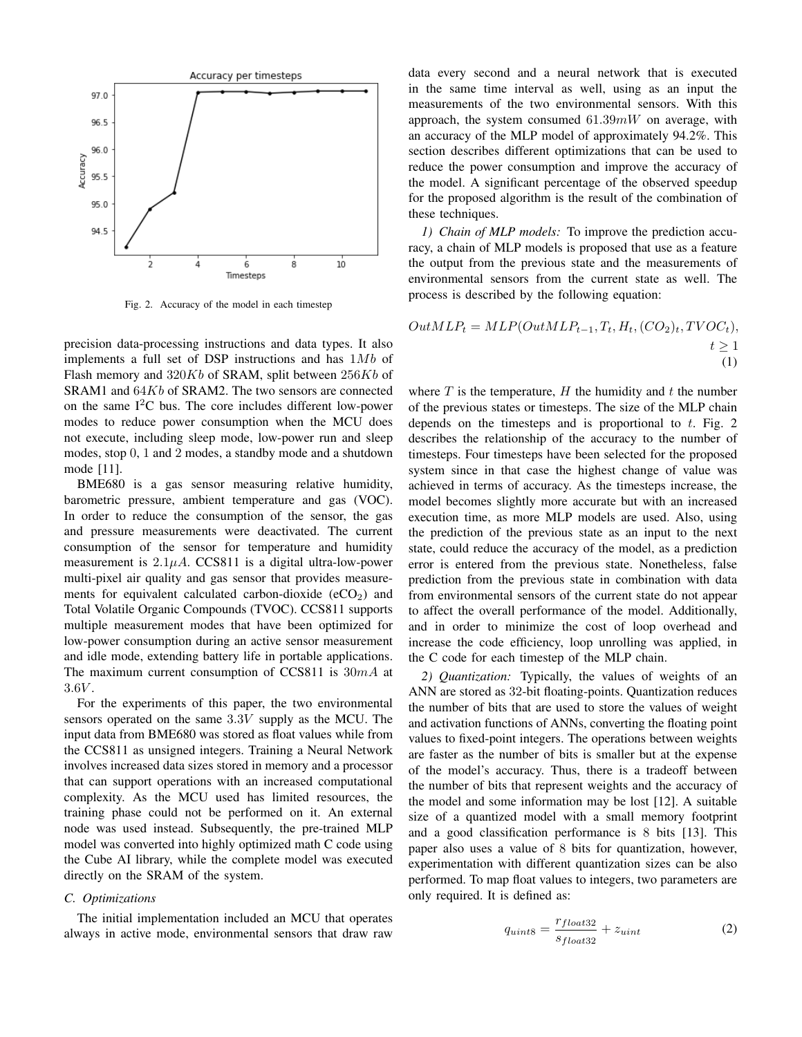Fig. 2. Accuracy of the model in each timestep

precision data-processing instructions and data types. It also implements a full set of DSP instructions and has $1Mb$ of Flash memory and $320Kb$ of SRAM, split between $256Kb$ of SRAM1 and $64Kb$ of SRAM2. The two sensors are connected on the same I$^2$C bus. The core includes different low-power modes to reduce power consumption when the MCU does not execute, including sleep mode, low-power run and sleep modes, stop 0, 1 and 2 modes, a standby mode and a shutdown mode [11].

BME680 is a gas sensor measuring relative humidity, barometric pressure, ambient temperature and gas (VOC). In order to reduce the consumption of the sensor, the gas and pressure measurements were deactivated. The current consumption of the sensor for temperature and humidity measurement is $2.1\mu A$. CCS811 is a digital ultra-low-power multi-pixel air quality and gas sensor that provides measurements for equivalent calculated carbon-dioxide (e$CO_2$) and Total Volatile Organic Compounds (TVOC). CCS811 supports multiple measurement modes that have been optimized for low-power consumption during an active sensor measurement and idle mode, extending battery life in portable applications. The maximum current consumption of CCS811 is $30mA$ at $3.6V$.

For the experiments of this paper, the two environmental sensors operated on the same $3.3V$ supply as the MCU. The input data from BME680 was stored as float values while from the CCS811 as unsigned integers. Training a Neural Network involves increased data sizes stored in memory and a processor that can support operations with an increased computational complexity. As the MCU used has limited resources, the training phase could not be performed on it. An external node was used instead. Subsequently, the pre-trained MLP model was converted into highly optimized math C code using the Cube AI library, while the complete model was executed directly on the SRAM of the system.

### C. Optimizations

The initial implementation included an MCU that operates always in active mode, environmental sensors that draw raw data every second and a neural network that is executed in the same time interval as well, using as an input the measurements of the two environmental sensors. With this approach, the system consumed $61.39mW$ on average, with an accuracy of the MLP model of approximately 94.2%. This section describes different optimizations that can be used to reduce the power consumption and improve the accuracy of the model. A significant percentage of the observed speedup for the proposed algorithm is the result of the combination of these techniques.

*1) Chain of MLP models:* To improve the prediction accuracy, a chain of MLP models is proposed that use as a feature the output from the previous state and the measurements of environmental sensors from the current state as well. The process is described by the following equation:

$$OutMLP_t = MLP(OutMLP_{t-1}, T_t, H_t, (CO_2)_t, TVOC_t), \quad t \geq 1 \tag{1}$$

where $T$ is the temperature, $H$ the humidity and $t$ the number of the previous states or timesteps. The size of the MLP chain depends on the timesteps and is proportional to $t$. Fig. 2 describes the relationship of the accuracy to the number of timesteps. Four timesteps have been selected for the proposed system since in that case the highest change of value was achieved in terms of accuracy. As the timesteps increase, the model becomes slightly more accurate but with an increased execution time, as more MLP models are used. Also, using the prediction of the previous state as an input to the next state, could reduce the accuracy of the model, as a prediction error is entered from the previous state. Nonetheless, false prediction from the previous state in combination with data from environmental sensors of the current state do not appear to affect the overall performance of the model. Additionally, and in order to minimize the cost of loop overhead and increase the code efficiency, loop unrolling was applied, in the C code for each timestep of the MLP chain.

*2) Quantization:* Typically, the values of weights of an ANN are stored as 32-bit floating-points. Quantization reduces the number of bits that are used to store the values of weight and activation functions of ANNs, converting the floating point values to fixed-point integers. The operations between weights are faster as the number of bits is smaller but at the expense of the model's accuracy. Thus, there is a tradeoff between the number of bits that represent weights and the accuracy of the model and some information may be lost [12]. A suitable size of a quantized model with a small memory footprint and a good classification performance is 8 bits [13]. This paper also uses a value of 8 bits for quantization, however, experimentation with different quantization sizes can be also performed. To map float values to integers, two parameters are only required. It is defined as:

$$q_{uint8} = \frac{r_{float32}}{s_{float32}} + z_{uint} \tag{2}$$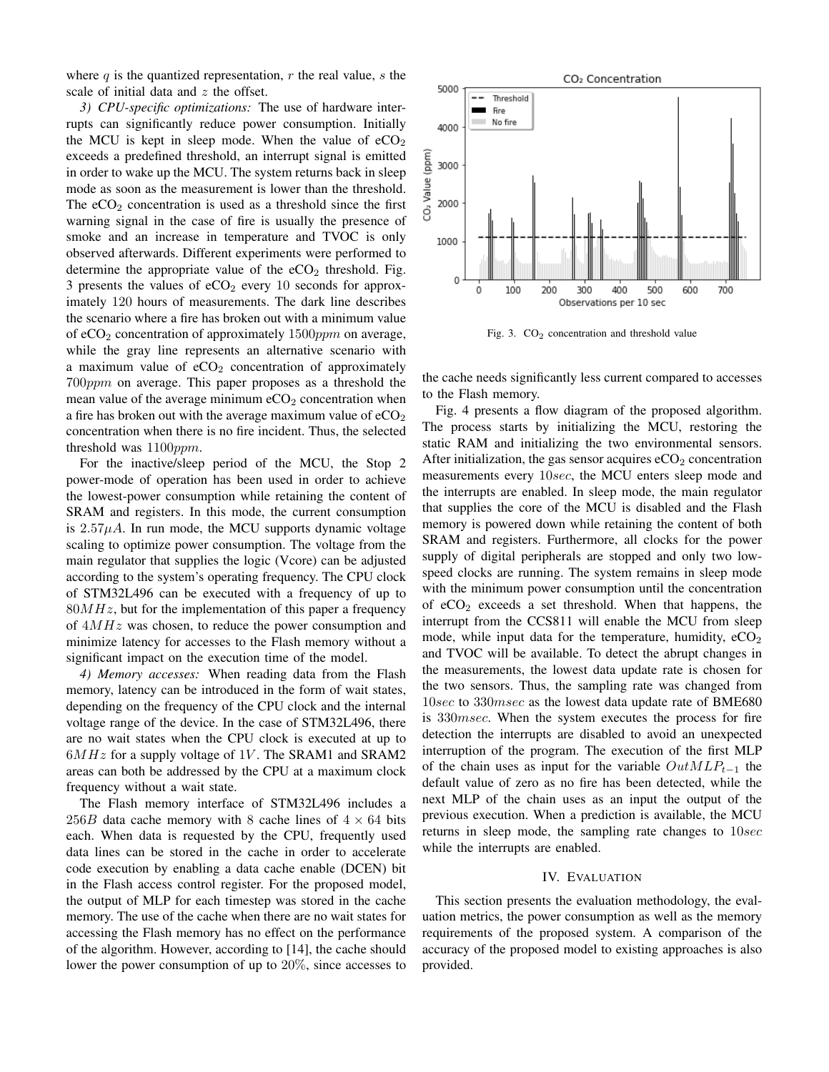where $q$ is the quantized representation, $r$ the real value, $s$ the scale of initial data and $z$ the offset.

*3) CPU-specific optimizations:* The use of hardware interrupts can significantly reduce power consumption. Initially the MCU is kept in sleep mode. When the value of $eCO_2$ exceeds a predefined threshold, an interrupt signal is emitted in order to wake up the MCU. The system returns back in sleep mode as soon as the measurement is lower than the threshold. The $eCO_2$ concentration is used as a threshold since the first warning signal in the case of fire is usually the presence of smoke and an increase in temperature and TVOC is only observed afterwards. Different experiments were performed to determine the appropriate value of the $eCO_2$ threshold. Fig. 3 presents the values of $eCO_2$ every 10 seconds for approximately 120 hours of measurements. The dark line describes the scenario where a fire has broken out with a minimum value of $eCO_2$ concentration of approximately $1500ppm$ on average, while the gray line represents an alternative scenario with a maximum value of $eCO_2$ concentration of approximately $700ppm$ on average. This paper proposes as a threshold the mean value of the average minimum $eCO_2$ concentration when a fire has broken out with the average maximum value of $eCO_2$ concentration when there is no fire incident. Thus, the selected threshold was $1100ppm$.

For the inactive/sleep period of the MCU, the Stop 2 power-mode of operation has been used in order to achieve the lowest-power consumption while retaining the content of SRAM and registers. In this mode, the current consumption is $2.57\mu A$. In run mode, the MCU supports dynamic voltage scaling to optimize power consumption. The voltage from the main regulator that supplies the logic (Vcore) can be adjusted according to the system's operating frequency. The CPU clock of STM32L496 can be executed with a frequency of up to $80MHz$, but for the implementation of this paper a frequency of $4MHz$ was chosen, to reduce the power consumption and minimize latency for accesses to the Flash memory without a significant impact on the execution time of the model.

*4) Memory accesses:* When reading data from the Flash memory, latency can be introduced in the form of wait states, depending on the frequency of the CPU clock and the internal voltage range of the device. In the case of STM32L496, there are no wait states when the CPU clock is executed at up to $6MHz$ for a supply voltage of $1V$. The SRAM1 and SRAM2 areas can both be addressed by the CPU at a maximum clock frequency without a wait state.

The Flash memory interface of STM32L496 includes a $256B$ data cache memory with 8 cache lines of $4 \times 64$ bits each. When data is requested by the CPU, frequently used data lines can be stored in the cache in order to accelerate code execution by enabling a data cache enable (DCEN) bit in the Flash access control register. For the proposed model, the output of MLP for each timestep was stored in the cache memory. The use of the cache when there are no wait states for accessing the Flash memory has no effect on the performance of the algorithm. However, according to [14], the cache should lower the power consumption of up to 20%, since accesses to the cache needs significantly less current compared to accesses to the Flash memory.

Fig. 3. $CO_2$ concentration and threshold value

Fig. 4 presents a flow diagram of the proposed algorithm. The process starts by initializing the MCU, restoring the static RAM and initializing the two environmental sensors. After initialization, the gas sensor acquires $eCO_2$ concentration measurements every $10sec$, the MCU enters sleep mode and the interrupts are enabled. In sleep mode, the main regulator that supplies the core of the MCU is disabled and the Flash memory is powered down while retaining the content of both SRAM and registers. Furthermore, all clocks for the power supply of digital peripherals are stopped and only two low-speed clocks are running. The system remains in sleep mode with the minimum power consumption until the concentration of $eCO_2$ exceeds a set threshold. When that happens, the interrupt from the CCS811 will enable the MCU from sleep mode, while input data for the temperature, humidity, $eCO_2$ and TVOC will be available. To detect the abrupt changes in the measurements, the lowest data update rate is chosen for the two sensors. Thus, the sampling rate was changed from $10sec$ to $330msec$ as the lowest data update rate of BME680 is $330msec$. When the system executes the process for fire detection the interrupts are disabled to avoid an unexpected interruption of the program. The execution of the first MLP of the chain uses as input for the variable $OutMLP_{t-1}$ the default value of zero as no fire has been detected, while the next MLP of the chain uses as an input the output of the previous execution. When a prediction is available, the MCU returns in sleep mode, the sampling rate changes to $10sec$ while the interrupts are enabled.

## IV. Evaluation

This section presents the evaluation methodology, the evaluation metrics, the power consumption as well as the memory requirements of the proposed system. A comparison of the accuracy of the proposed model to existing approaches is also provided.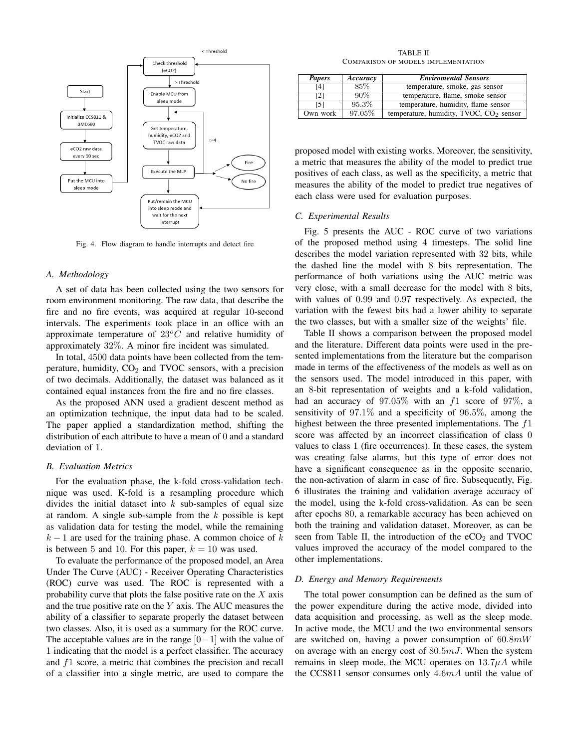Fig. 4. Flow diagram to handle interrupts and detect fire

### A. Methodology

A set of data has been collected using the two sensors for room environment monitoring. The raw data, that describe the fire and no fire events, was acquired at regular 10-second intervals. The experiments took place in an office with an approximate temperature of $23^oC$ and relative humidity of approximately 32%. A minor fire incident was simulated.

In total, 4500 data points have been collected from the temperature, humidity, $CO_2$ and TVOC sensors, with a precision of two decimals. Additionally, the dataset was balanced as it contained equal instances from the fire and no fire classes.

As the proposed ANN used a gradient descent method as an optimization technique, the input data had to be scaled. The paper applied a standardization method, shifting the distribution of each attribute to have a mean of 0 and a standard deviation of 1.

### B. Evaluation Metrics

For the evaluation phase, the k-fold cross-validation technique was used. K-fold is a resampling procedure which divides the initial dataset into $k$ sub-samples of equal size at random. A single sub-sample from the $k$ possible is kept as validation data for testing the model, while the remaining $k-1$ are used for the training phase. A common choice of $k$ is between 5 and 10. For this paper, $k = 10$ was used.

To evaluate the performance of the proposed model, an Area Under The Curve (AUC) - Receiver Operating Characteristics (ROC) curve was used. The ROC is represented with a probability curve that plots the false positive rate on the $X$ axis and the true positive rate on the $Y$ axis. The AUC measures the ability of a classifier to separate properly the dataset between two classes. Also, it is used as a summary for the ROC curve. The acceptable values are in the range $[0-1]$ with the value of 1 indicating that the model is a perfect classifier. The accuracy and $f1$ score, a metric that combines the precision and recall of a classifier into a single metric, are used to compare the proposed model with existing works. Moreover, the sensitivity, a metric that measures the ability of the model to predict true positives of each class, as well as the specificity, a metric that measures the ability of the model to predict true negatives of each class were used for evaluation purposes.

TABLE II
COMPARISON OF MODELS IMPLEMENTATION

| *Papers* | *Accuracy* | *Enviromental Sensors* |
|---|---|---|
| [4] | 85% | temperature, smoke, gas sensor |
| [2] | 90% | temperature, flame, smoke sensor |
| [5] | 95.3% | temperature, humidity, flame sensor |
| Own work | 97.05% | temperature, humidity, TVOC, $CO_2$ sensor |

### C. Experimental Results

Fig. 5 presents the AUC - ROC curve of two variations of the proposed method using 4 timesteps. The solid line describes the model variation represented with 32 bits, while the dashed line the model with 8 bits representation. The performance of both variations using the AUC metric was very close, with a small decrease for the model with 8 bits, with values of 0.99 and 0.97 respectively. As expected, the variation with the fewest bits had a lower ability to separate the two classes, but with a smaller size of the weights' file.

Table II shows a comparison between the proposed model and the literature. Different data points were used in the presented implementations from the literature but the comparison made in terms of the effectiveness of the models as well as on the sensors used. The model introduced in this paper, with an 8-bit representation of weights and a k-fold validation, had an accuracy of 97.05% with an $f1$ score of 97%, a sensitivity of 97.1% and a specificity of 96.5%, among the highest between the three presented implementations. The $f1$ score was affected by an incorrect classification of class 0 values to class 1 (fire occurrences). In these cases, the system was creating false alarms, but this type of error does not have a significant consequence as in the opposite scenario, the non-activation of alarm in case of fire. Subsequently, Fig. 6 illustrates the training and validation average accuracy of the model, using the k-fold cross-validation. As can be seen after epochs 80, a remarkable accuracy has been achieved on both the training and validation dataset. Moreover, as can be seen from Table II, the introduction of the $eCO_2$ and TVOC values improved the accuracy of the model compared to the other implementations.

### D. Energy and Memory Requirements

The total power consumption can be defined as the sum of the power expenditure during the active mode, divided into data acquisition and processing, as well as the sleep mode. In active mode, the MCU and the two environmental sensors are switched on, having a power consumption of $60.8mW$ on average with an energy cost of $80.5mJ$. When the system remains in sleep mode, the MCU operates on $13.7\mu A$ while the CCS811 sensor consumes only $4.6mA$ until the value of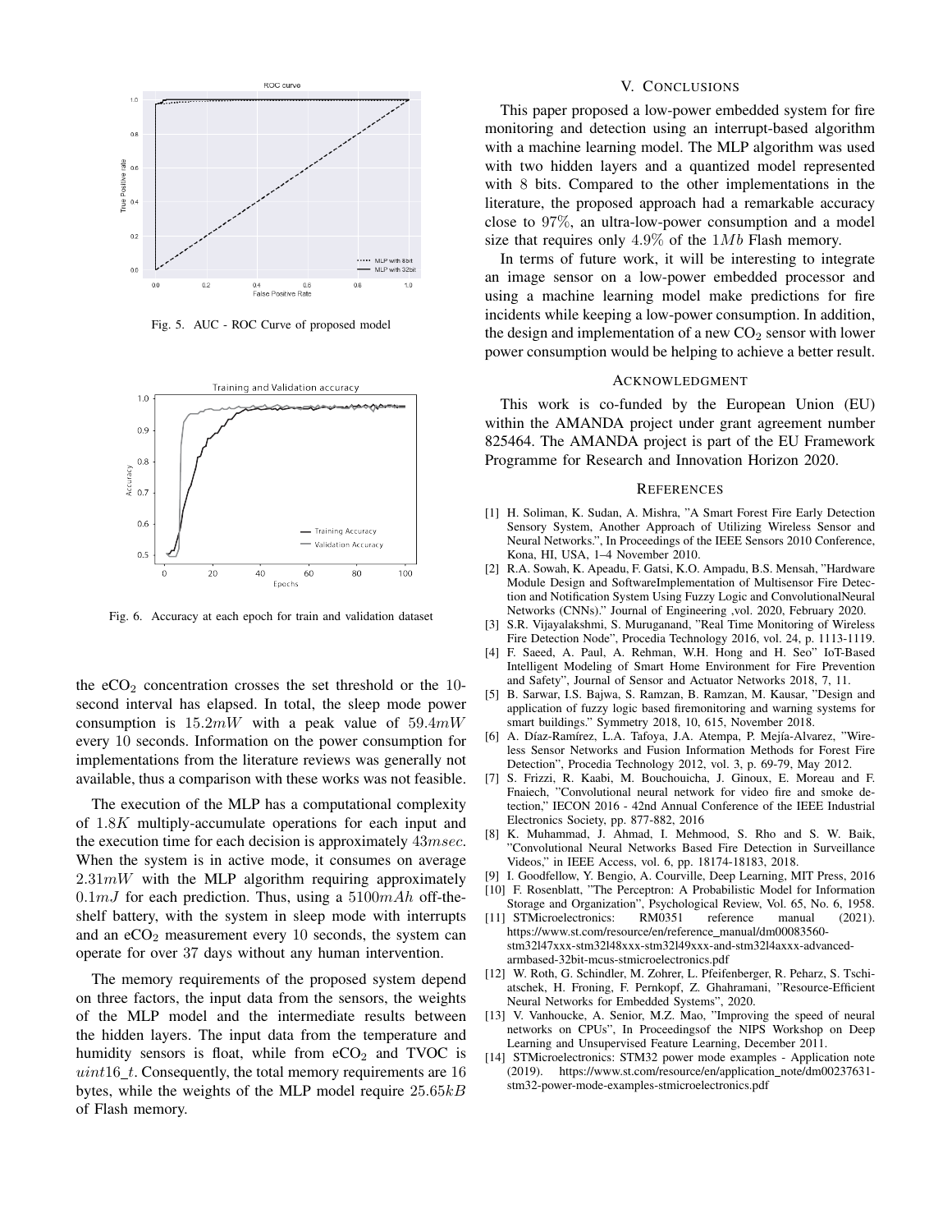ROC curve

1.0

0.8

0.6

0.4

0.2

0.0

True Positive rate

0.0 0.2 0.4 0.6 0.8 1.0

False Positive Rate

MLP with 8bit

MLP with 32bit

Fig. 5. AUC - ROC Curve of proposed model

Training and Validation accuracy

1.0

0.9

0.8

0.7

0.6

0.5

Accuracy

0 20 40 60 80 100

Epochs

Training Accuracy

Validation Accuracy

Fig. 6. Accuracy at each epoch for train and validation dataset

the $eCO_2$ concentration crosses the set threshold or the 10-second interval has elapsed. In total, the sleep mode power consumption is $15.2mW$ with a peak value of $59.4mW$ every 10 seconds. Information on the power consumption for implementations from the literature reviews was generally not available, thus a comparison with these works was not feasible.

The execution of the MLP has a computational complexity of $1.8K$ multiply-accumulate operations for each input and the execution time for each decision is approximately $43msec$. When the system is in active mode, it consumes on average $2.31mW$ with the MLP algorithm requiring approximately $0.1mJ$ for each prediction. Thus, using a $5100mAh$ off-the-shelf battery, with the system in sleep mode with interrupts and an $eCO_2$ measurement every 10 seconds, the system can operate for over 37 days without any human intervention.

The memory requirements of the proposed system depend on three factors, the input data from the sensors, the weights of the MLP model and the intermediate results between the hidden layers. The input data from the temperature and humidity sensors is float, while from $eCO_2$ and TVOC is $uint16\_t$. Consequently, the total memory requirements are 16 bytes, while the weights of the MLP model require $25.65kB$ of Flash memory.

## V. Conclusions

This paper proposed a low-power embedded system for fire monitoring and detection using an interrupt-based algorithm with a machine learning model. The MLP algorithm was used with two hidden layers and a quantized model represented with 8 bits. Compared to the other implementations in the literature, the proposed approach had a remarkable accuracy close to 97%, an ultra-low-power consumption and a model size that requires only 4.9% of the $1Mb$ Flash memory.

In terms of future work, it will be interesting to integrate an image sensor on a low-power embedded processor and using a machine learning model make predictions for fire incidents while keeping a low-power consumption. In addition, the design and implementation of a new $CO_2$ sensor with lower power consumption would be helping to achieve a better result.

## Acknowledgment

This work is co-funded by the European Union (EU) within the AMANDA project under grant agreement number 825464. The AMANDA project is part of the EU Framework Programme for Research and Innovation Horizon 2020.

## References

[1] H. Soliman, K. Sudan, A. Mishra, "A Smart Forest Fire Early Detection Sensory System, Another Approach of Utilizing Wireless Sensor and Neural Networks.", In Proceedings of the IEEE Sensors 2010 Conference, Kona, HI, USA, 1–4 November 2010.

[2] R.A. Sowah, K. Apeadu, F. Gatsi, K.O. Ampadu, B.S. Mensah, "Hardware Module Design and SoftwareImplementation of Multisensor Fire Detection and Notification System Using Fuzzy Logic and ConvolutionalNeural Networks (CNNs)." Journal of Engineering ,vol. 2020, February 2020.

[3] S.R. Vijayalakshmi, S. Muruganand, "Real Time Monitoring of Wireless Fire Detection Node", Procedia Technology 2016, vol. 24, p. 1113-1119.

[4] F. Saeed, A. Paul, A. Rehman, W.H. Hong and H. Seo" IoT-Based Intelligent Modeling of Smart Home Environment for Fire Prevention and Safety", Journal of Sensor and Actuator Networks 2018, 7, 11.

[5] B. Sarwar, I.S. Bajwa, S. Ramzan, B. Ramzan, M. Kausar, "Design and application of fuzzy logic based firemonitoring and warning systems for smart buildings." Symmetry 2018, 10, 615, November 2018.

[6] A. Díaz-Ramírez, L.A. Tafoya, J.A. Atempa, P. Mejía-Alvarez, "Wireless Sensor Networks and Fusion Information Methods for Forest Fire Detection", Procedia Technology 2012, vol. 3, p. 69-79, May 2012.

[7] S. Frizzi, R. Kaabi, M. Bouchouicha, J. Ginoux, E. Moreau and F. Fnaiech, "Convolutional neural network for video fire and smoke detection," IECON 2016 - 42nd Annual Conference of the IEEE Industrial Electronics Society, pp. 877-882, 2016

[8] K. Muhammad, J. Ahmad, I. Mehmood, S. Rho and S. W. Baik, "Convolutional Neural Networks Based Fire Detection in Surveillance Videos," in IEEE Access, vol. 6, pp. 18174-18183, 2018.

[9] I. Goodfellow, Y. Bengio, A. Courville, Deep Learning, MIT Press, 2016

[10] F. Rosenblatt, "The Perceptron: A Probabilistic Model for Information Storage and Organization", Psychological Review, Vol. 65, No. 6, 1958.

[11] STMicroelectronics: RM0351 reference manual (2021). https://www.st.com/resource/en/reference_manual/dm00083560-stm32l47xxx-stm32l48xxx-stm32l49xxx-and-stm32l4axxx-advanced-armbased-32bit-mcus-stmicroelectronics.pdf

[12] W. Roth, G. Schindler, M. Zohrer, L. Pfeifenberger, R. Peharz, S. Tschiatschek, H. Froning, F. Pernkopf, Z. Ghahramani, "Resource-Efficient Neural Networks for Embedded Systems", 2020.

[13] V. Vanhoucke, A. Senior, M.Z. Mao, "Improving the speed of neural networks on CPUs", In Proceedingsof the NIPS Workshop on Deep Learning and Unsupervised Feature Learning, December 2011.

[14] STMicroelectronics: STM32 power mode examples - Application note (2019). https://www.st.com/resource/en/application_note/dm00237631-stm32-power-mode-examples-stmicroelectronics.pdf